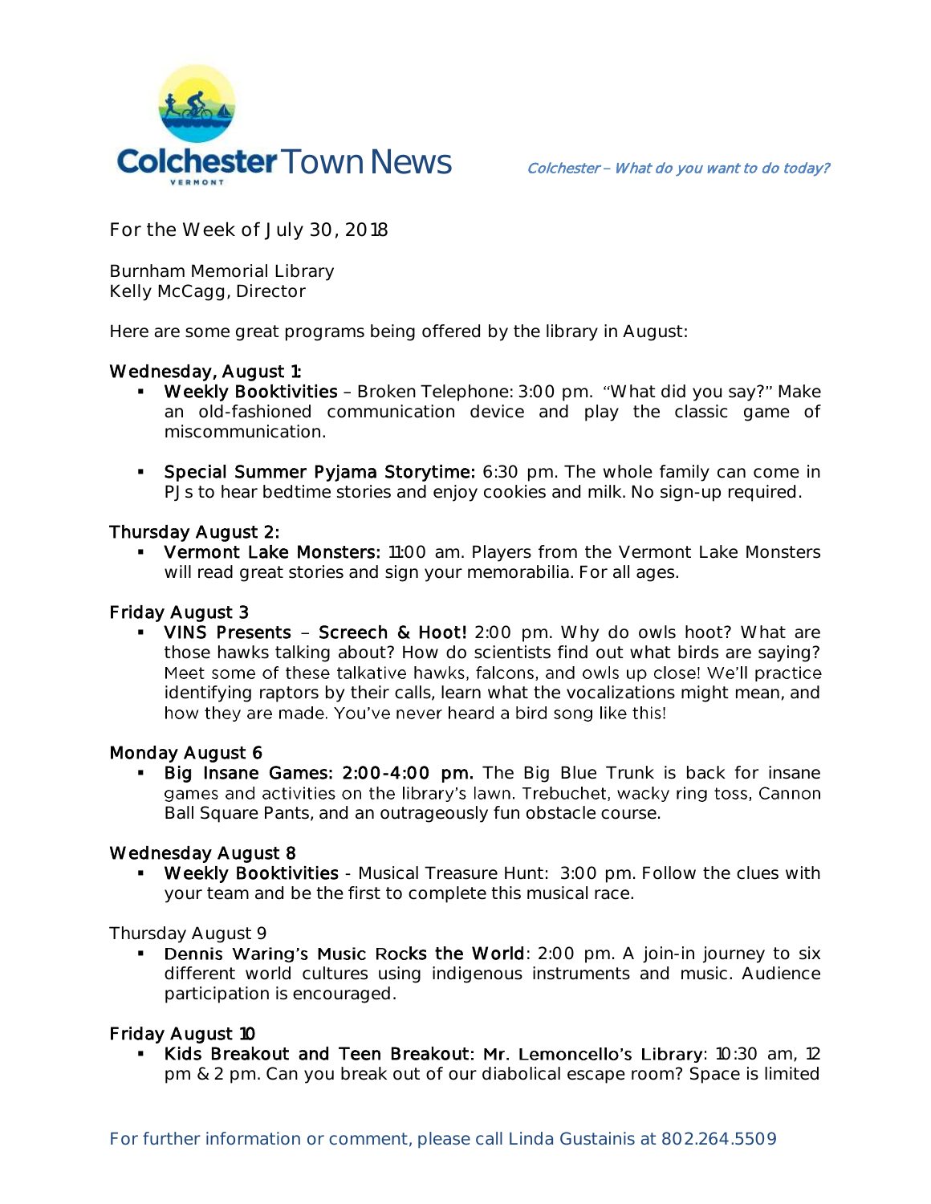# Colchester Town News

*Colchester – What do you want to do today?*

For the Week of July 30, 2018

Burnham Memorial Library
Kelly McCagg, Director

Here are some great programs being offered by the library in August:

**Wednesday, August 1:**

- **Weekly Booktivities** – Broken Telephone: 3:00 pm. "What did you say?" Make an old-fashioned communication device and play the classic game of miscommunication.

- **Special Summer Pyjama Storytime:** 6:30 pm. The whole family can come in PJs to hear bedtime stories and enjoy cookies and milk. No sign-up required.

**Thursday August 2:**

- **Vermont Lake Monsters:** 11:00 am. Players from the Vermont Lake Monsters will read great stories and sign your memorabilia. For all ages.

**Friday August 3**

- **VINS Presents – Screech & Hoot!** 2:00 pm. Why do owls hoot? What are those hawks talking about? How do scientists find out what birds are saying? Meet some of these talkative hawks, falcons, and owls up close! We'll practice identifying raptors by their calls, learn what the vocalizations might mean, and how they are made. You've never heard a bird song like this!

**Monday August 6**

- **Big Insane Games: 2:00-4:00 pm.** The Big Blue Trunk is back for insane games and activities on the library's lawn. Trebuchet, wacky ring toss, Cannon Ball Square Pants, and an outrageously fun obstacle course.

**Wednesday August 8**

- **Weekly Booktivities** - Musical Treasure Hunt: 3:00 pm. Follow the clues with your team and be the first to complete this musical race.

Thursday August 9

- **Dennis Waring's Music Rocks the World**: 2:00 pm. A join-in journey to six different world cultures using indigenous instruments and music. Audience participation is encouraged.

**Friday August 10**

- **Kids Breakout and Teen Breakout: Mr. Lemoncello's Library**: 10:30 am, 12 pm & 2 pm. Can you break out of our diabolical escape room? Space is limited

For further information or comment, please call Linda Gustainis at 802.264.5509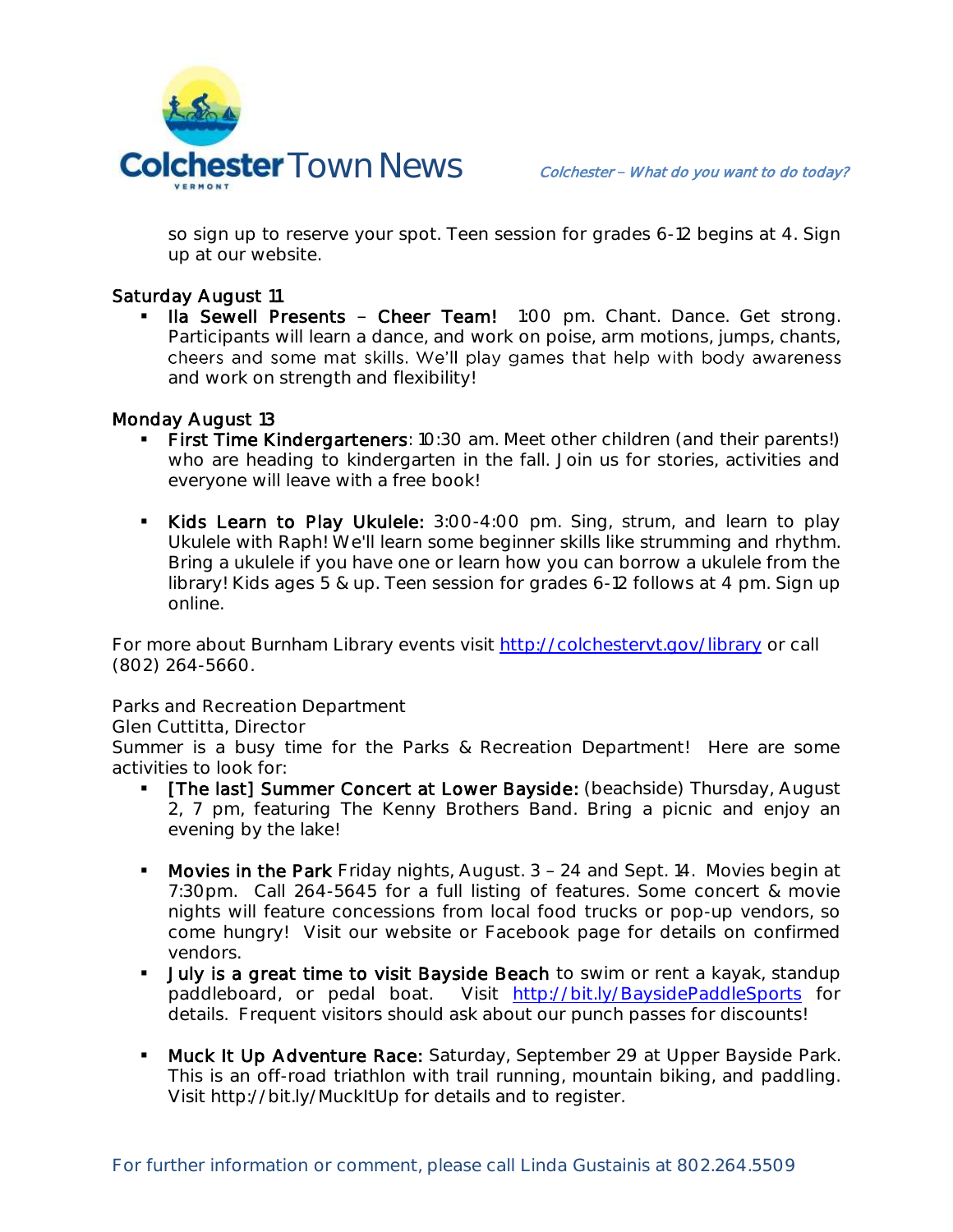so sign up to reserve your spot. Teen session for grades 6-12 begins at 4. Sign up at our website.

Saturday August 11

- **Ila Sewell Presents – Cheer Team!** 1:00 pm. Chant. Dance. Get strong. Participants will learn a dance, and work on poise, arm motions, jumps, chants, cheers and some mat skills. We'll play games that help with body awareness and work on strength and flexibility!

Monday August 13

- **First Time Kindergarteners**: 10:30 am. Meet other children (and their parents!) who are heading to kindergarten in the fall. Join us for stories, activities and everyone will leave with a free book!

- **Kids Learn to Play Ukulele:** 3:00-4:00 pm. Sing, strum, and learn to play Ukulele with Raph! We'll learn some beginner skills like strumming and rhythm. Bring a ukulele if you have one or learn how you can borrow a ukulele from the library! Kids ages 5 & up. Teen session for grades 6-12 follows at 4 pm. Sign up online.

For more about Burnham Library events visit http://colchestervt.gov/library or call (802) 264-5660.

Parks and Recreation Department
Glen Cuttitta, Director
Summer is a busy time for the Parks & Recreation Department! Here are some activities to look for:

- **[The last] Summer Concert at Lower Bayside:** (beachside) Thursday, August 2, 7 pm, featuring The Kenny Brothers Band. Bring a picnic and enjoy an evening by the lake!

- **Movies in the Park** Friday nights, August. 3 – 24 and Sept. 14. Movies begin at 7:30pm. Call 264-5645 for a full listing of features. Some concert & movie nights will feature concessions from local food trucks or pop-up vendors, so come hungry! Visit our website or Facebook page for details on confirmed vendors.
- **July is a great time to visit Bayside Beach** to swim or rent a kayak, standup paddleboard, or pedal boat. Visit http://bit.ly/BaysidePaddleSports for details. Frequent visitors should ask about our punch passes for discounts!

- **Muck It Up Adventure Race:** Saturday, September 29 at Upper Bayside Park. This is an off-road triathlon with trail running, mountain biking, and paddling. Visit http://bit.ly/MuckItUp for details and to register.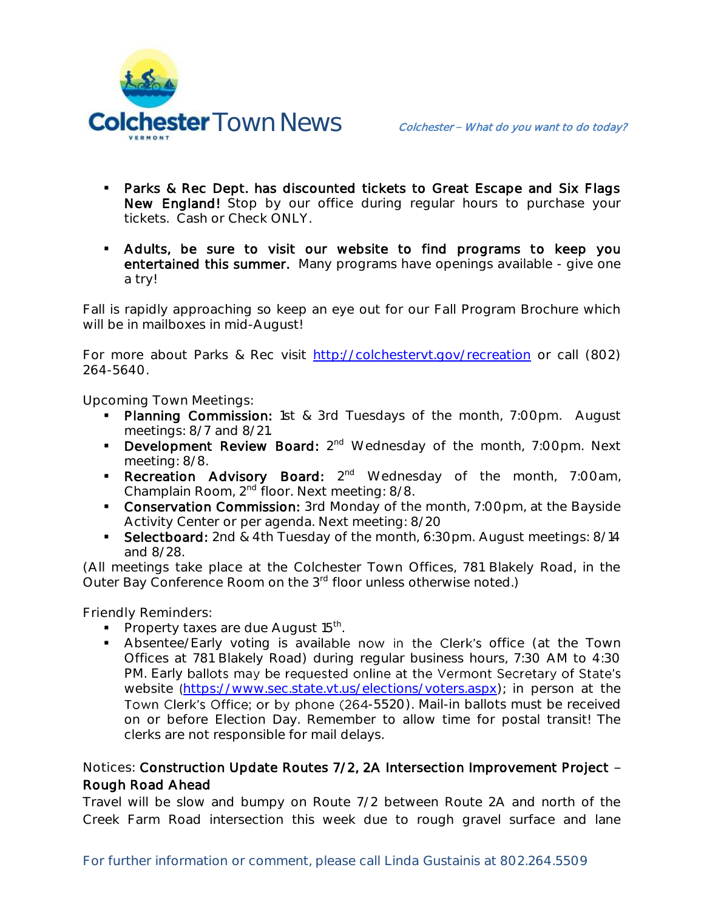- **Parks & Rec Dept. has discounted tickets to Great Escape and Six Flags New England!** Stop by our office during regular hours to purchase your tickets. Cash or Check ONLY.

- **Adults, be sure to visit our website to find programs to keep you entertained this summer.** Many programs have openings available - give one a try!

Fall is rapidly approaching so keep an eye out for our Fall Program Brochure which will be in mailboxes in mid-August!

For more about Parks & Rec visit http://colchestervt.gov/recreation or call (802) 264-5640.

Upcoming Town Meetings:

- **Planning Commission:** 1st & 3rd Tuesdays of the month, 7:00pm. August meetings: 8/7 and 8/21.
- **Development Review Board:** 2nd Wednesday of the month, 7:00pm. Next meeting: 8/8.
- **Recreation Advisory Board:** 2nd Wednesday of the month, 7:00am, Champlain Room, 2nd floor. Next meeting: 8/8.
- **Conservation Commission:** 3rd Monday of the month, 7:00pm, at the Bayside Activity Center or per agenda. Next meeting: 8/20
- **Selectboard:** 2nd & 4th Tuesday of the month, 6:30pm. August meetings: 8/14 and 8/28.

(All meetings take place at the Colchester Town Offices, 781 Blakely Road, in the Outer Bay Conference Room on the 3rd floor unless otherwise noted.)

Friendly Reminders:

- Property taxes are due August 15th.
- Absentee/Early voting is available now in the Clerk's office (at the Town Offices at 781 Blakely Road) during regular business hours, 7:30 AM to 4:30 PM. Early ballots may be requested online at the Vermont Secretary of State's website (https://www.sec.state.vt.us/elections/voters.aspx); in person at the Town Clerk's Office; or by phone (264-5520). Mail-in ballots must be received on or before Election Day. Remember to allow time for postal transit! The clerks are not responsible for mail delays.

Notices: **Construction Update Routes 7/2, 2A Intersection Improvement Project – Rough Road Ahead**

Travel will be slow and bumpy on Route 7/2 between Route 2A and north of the Creek Farm Road intersection this week due to rough gravel surface and lane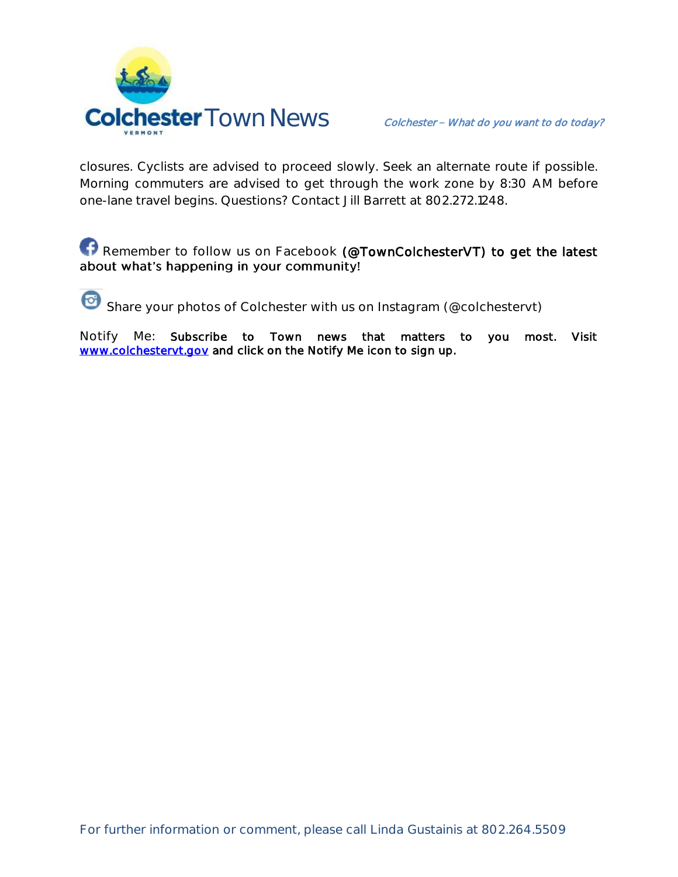closures. Cyclists are advised to proceed slowly. Seek an alternate route if possible. Morning commuters are advised to get through the work zone by 8:30 AM before one-lane travel begins. Questions? Contact Jill Barrett at 802.272.1248.

Remember to follow us on Facebook **(@TownColchesterVT) to get the latest about what's happening in your community!**

Share your photos of Colchester with us on Instagram (@colchestervt)

Notify Me: **Subscribe to Town news that matters to you most. Visit [www.colchestervt.gov](http://www.colchestervt.gov) and click on the Notify Me icon to sign up.**

For further information or comment, please call Linda Gustainis at 802.264.5509